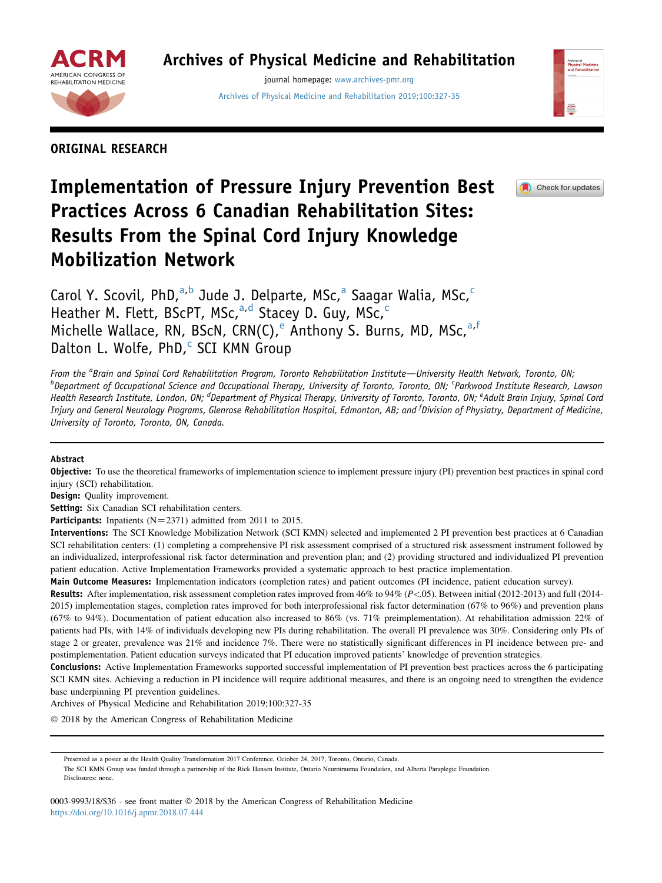ORIGINAL RESEARCH

# Implementation of Pressure Injury Prevention Best Practices Across 6 Canadian Rehabilitation Sites: Results From the Spinal Cord Injury Knowledge Mobilization Network

Carol Y. Scovil, PhD,[a,b] Jude J. Delparte, MSc,[a] Saagar Walia, MSc,[c] Heather M. Flett, BScPT, MSc,[a,d] Stacey D. Guy, MSc,[c] Michelle Wallace, RN, BScN, CRN(C),[e] Anthony S. Burns, MD, MSc,[a,f] Dalton L. Wolfe, PhD,[c] SCI KMN Group

*From the [a]Brain and Spinal Cord Rehabilitation Program, Toronto Rehabilitation Institute—University Health Network, Toronto, ON; [b]Department of Occupational Science and Occupational Therapy, University of Toronto, Toronto, ON; [c]Parkwood Institute Research, Lawson Health Research Institute, London, ON; [d]Department of Physical Therapy, University of Toronto, Toronto, ON; [e]Adult Brain Injury, Spinal Cord Injury and General Neurology Programs, Glenrose Rehabilitation Hospital, Edmonton, AB; and [f]Division of Physiatry, Department of Medicine, University of Toronto, Toronto, ON, Canada.*

## Abstract

**Objective:** To use the theoretical frameworks of implementation science to implement pressure injury (PI) prevention best practices in spinal cord injury (SCI) rehabilitation.

**Design:** Quality improvement.

**Setting:** Six Canadian SCI rehabilitation centers.

**Participants:** Inpatients (N=2371) admitted from 2011 to 2015.

**Interventions:** The SCI Knowledge Mobilization Network (SCI KMN) selected and implemented 2 PI prevention best practices at 6 Canadian SCI rehabilitation centers: (1) completing a comprehensive PI risk assessment comprised of a structured risk assessment instrument followed by an individualized, interprofessional risk factor determination and prevention plan; and (2) providing structured and individualized PI prevention patient education. Active Implementation Frameworks provided a systematic approach to best practice implementation.

**Main Outcome Measures:** Implementation indicators (completion rates) and patient outcomes (PI incidence, patient education survey).

**Results:** After implementation, risk assessment completion rates improved from 46% to 94% ($P<.05$). Between initial (2012-2013) and full (2014-2015) implementation stages, completion rates improved for both interprofessional risk factor determination (67% to 96%) and prevention plans (67% to 94%). Documentation of patient education also increased to 86% (vs. 71% preimplementation). At rehabilitation admission 22% of patients had PIs, with 14% of individuals developing new PIs during rehabilitation. The overall PI prevalence was 30%. Considering only PIs of stage 2 or greater, prevalence was 21% and incidence 7%. There were no statistically significant differences in PI incidence between pre- and postimplementation. Patient education surveys indicated that PI education improved patients' knowledge of prevention strategies.

**Conclusions:** Active Implementation Frameworks supported successful implementation of PI prevention best practices across the 6 participating SCI KMN sites. Achieving a reduction in PI incidence will require additional measures, and there is an ongoing need to strengthen the evidence base underpinning PI prevention guidelines.

Archives of Physical Medicine and Rehabilitation 2019;100:327-35

© 2018 by the American Congress of Rehabilitation Medicine

---

Presented as a poster at the Health Quality Transformation 2017 Conference, October 24, 2017, Toronto, Ontario, Canada.

The SCI KMN Group was funded through a partnership of the Rick Hansen Institute, Ontario Neurotrauma Foundation, and Alberta Paraplegic Foundation.

Disclosures: none.

0003-9993/18/$36 - see front matter © 2018 by the American Congress of Rehabilitation Medicine

https://doi.org/10.1016/j.apmr.2018.07.444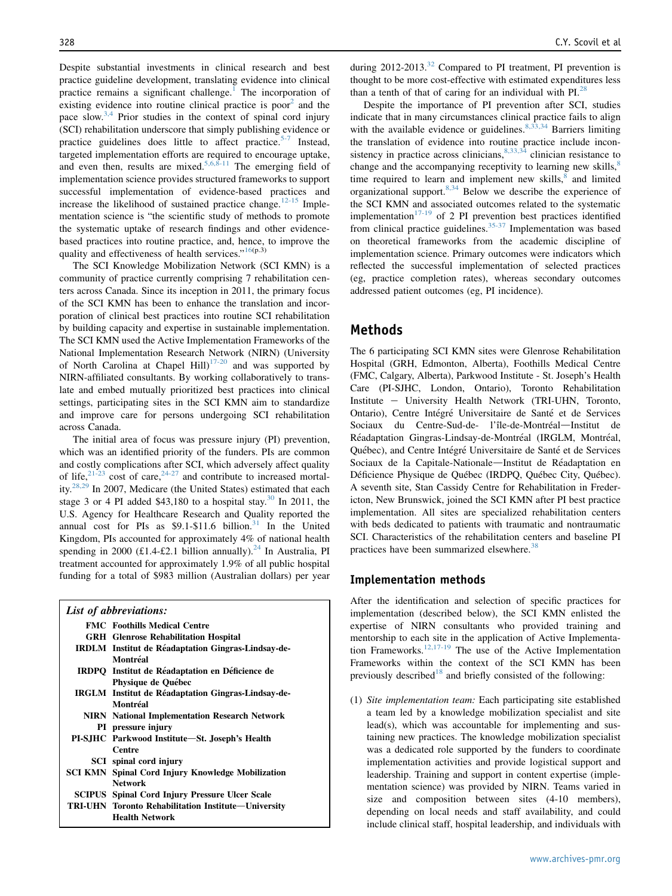Despite substantial investments in clinical research and best practice guideline development, translating evidence into clinical practice remains a significant challenge.[1] The incorporation of existing evidence into routine clinical practice is poor[2] and the pace slow.[3,4] Prior studies in the context of spinal cord injury (SCI) rehabilitation underscore that simply publishing evidence or practice guidelines does little to affect practice.[5-7] Instead, targeted implementation efforts are required to encourage uptake, and even then, results are mixed.[5,6,8-11] The emerging field of implementation science provides structured frameworks to support successful implementation of evidence-based practices and increase the likelihood of sustained practice change.[12-15] Implementation science is "the scientific study of methods to promote the systematic uptake of research findings and other evidence-based practices into routine practice, and, hence, to improve the quality and effectiveness of health services."[16(p.3)]

The SCI Knowledge Mobilization Network (SCI KMN) is a community of practice currently comprising 7 rehabilitation centers across Canada. Since its inception in 2011, the primary focus of the SCI KMN has been to enhance the translation and incorporation of clinical best practices into routine SCI rehabilitation by building capacity and expertise in sustainable implementation. The SCI KMN used the Active Implementation Frameworks of the National Implementation Research Network (NIRN) (University of North Carolina at Chapel Hill)[17-20] and was supported by NIRN-affiliated consultants. By working collaboratively to translate and embed mutually prioritized best practices into clinical settings, participating sites in the SCI KMN aim to standardize and improve care for persons undergoing SCI rehabilitation across Canada.

The initial area of focus was pressure injury (PI) prevention, which was an identified priority of the funders. PIs are common and costly complications after SCI, which adversely affect quality of life,[21-23] cost of care,[24-27] and contribute to increased mortality.[28,29] In 2007, Medicare (the United States) estimated that each stage 3 or 4 PI added $43,180 to a hospital stay.[30] In 2011, the U.S. Agency for Healthcare Research and Quality reported the annual cost for PIs as $9.1-$11.6 billion.[31] In the United Kingdom, PIs accounted for approximately 4% of national health spending in 2000 (£1.4-£2.1 billion annually).[24] In Australia, PI treatment accounted for approximately 1.9% of all public hospital funding for a total of $983 million (Australian dollars) per year during 2012-2013.[32] Compared to PI treatment, PI prevention is thought to be more cost-effective with estimated expenditures less than a tenth of that of caring for an individual with PI.[28]

Despite the importance of PI prevention after SCI, studies indicate that in many circumstances clinical practice fails to align with the available evidence or guidelines.[8,33,34] Barriers limiting the translation of evidence into routine practice include inconsistency in practice across clinicians,[8,33,34] clinician resistance to change and the accompanying receptivity to learning new skills,[8] time required to learn and implement new skills,[8] and limited organizational support.[8,34] Below we describe the experience of the SCI KMN and associated outcomes related to the systematic implementation[17-19] of 2 PI prevention best practices identified from clinical practice guidelines.[35-37] Implementation was based on theoretical frameworks from the academic discipline of implementation science. Primary outcomes were indicators which reflected the successful implementation of selected practices (eg, practice completion rates), whereas secondary outcomes addressed patient outcomes (eg, PI incidence).

*List of abbreviations:*

| | |
|---|---|
| **FMC** | **Foothills Medical Centre** |
| **GRH** | **Glenrose Rehabilitation Hospital** |
| **IRDLM** | **Institut de Réadaptation Gingras-Lindsay-de-Montréal** |
| **IRDPQ** | **Institut de Réadaptation en Déficience de Physique de Québec** |
| **IRGLM** | **Institut de Réadaptation Gingras-Lindsay-de-Montréal** |
| **NIRN** | **National Implementation Research Network** |
| **PI** | **pressure injury** |
| **PI-SJHC** | **Parkwood Institute—St. Joseph's Health Centre** |
| **SCI** | **spinal cord injury** |
| **SCI KMN** | **Spinal Cord Injury Knowledge Mobilization Network** |
| **SCIPUS** | **Spinal Cord Injury Pressure Ulcer Scale** |
| **TRI-UHN** | **Toronto Rehabilitation Institute—University Health Network** |

## Methods

The 6 participating SCI KMN sites were Glenrose Rehabilitation Hospital (GRH, Edmonton, Alberta), Foothills Medical Centre (FMC, Calgary, Alberta), Parkwood Institute - St. Joseph's Health Care (PI-SJHC, London, Ontario), Toronto Rehabilitation Institute – University Health Network (TRI-UHN, Toronto, Ontario), Centre Intégré Universitaire de Santé et de Services Sociaux du Centre-Sud-de- l'île-de-Montréal—Institut de Réadaptation Gingras-Lindsay-de-Montréal (IRGLM, Montréal, Québec), and Centre Intégré Universitaire de Santé et de Services Sociaux de la Capitale-Nationale—Institut de Réadaptation en Déficience Physique de Québec (IRDPQ, Québec City, Québec). A seventh site, Stan Cassidy Centre for Rehabilitation in Fredericton, New Brunswick, joined the SCI KMN after PI best practice implementation. All sites are specialized rehabilitation centers with beds dedicated to patients with traumatic and nontraumatic SCI. Characteristics of the rehabilitation centers and baseline PI practices have been summarized elsewhere.[38]

### Implementation methods

After the identification and selection of specific practices for implementation (described below), the SCI KMN enlisted the expertise of NIRN consultants who provided training and mentorship to each site in the application of Active Implementation Frameworks.[12,17-19] The use of the Active Implementation Frameworks within the context of the SCI KMN has been previously described[18] and briefly consisted of the following:

(1) *Site implementation team:* Each participating site established a team led by a knowledge mobilization specialist and site lead(s), which was accountable for implementing and sustaining new practices. The knowledge mobilization specialist was a dedicated role supported by the funders to coordinate implementation activities and provide logistical support and leadership. Training and support in content expertise (implementation science) was provided by NIRN. Teams varied in size and composition between sites (4-10 members), depending on local needs and staff availability, and could include clinical staff, hospital leadership, and individuals with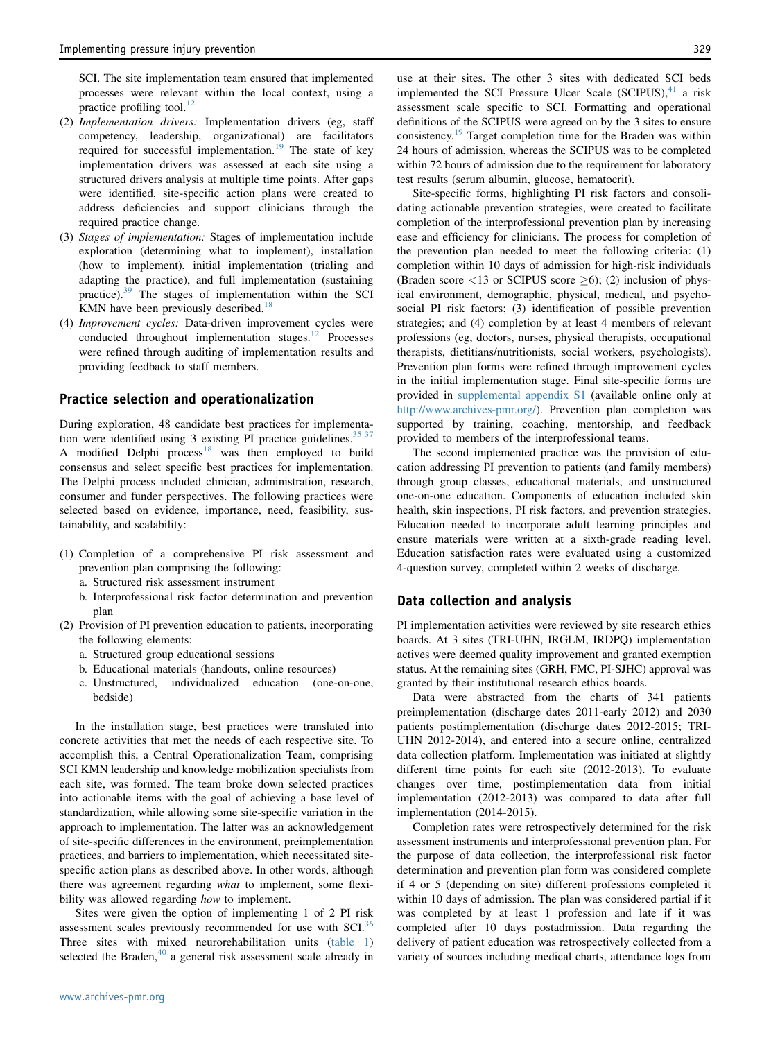SCI. The site implementation team ensured that implemented processes were relevant within the local context, using a practice profiling tool.[12]

(2) *Implementation drivers:* Implementation drivers (eg, staff competency, leadership, organizational) are facilitators required for successful implementation.[19] The state of key implementation drivers was assessed at each site using a structured drivers analysis at multiple time points. After gaps were identified, site-specific action plans were created to address deficiencies and support clinicians through the required practice change.

(3) *Stages of implementation:* Stages of implementation include exploration (determining what to implement), installation (how to implement), initial implementation (trialing and adapting the practice), and full implementation (sustaining practice).[39] The stages of implementation within the SCI KMN have been previously described.[18]

(4) *Improvement cycles:* Data-driven improvement cycles were conducted throughout implementation stages.[12] Processes were refined through auditing of implementation results and providing feedback to staff members.

## Practice selection and operationalization

During exploration, 48 candidate best practices for implementation were identified using 3 existing PI practice guidelines.[35-37] A modified Delphi process[18] was then employed to build consensus and select specific best practices for implementation. The Delphi process included clinician, administration, research, consumer and funder perspectives. The following practices were selected based on evidence, importance, need, feasibility, sustainability, and scalability:

(1) Completion of a comprehensive PI risk assessment and prevention plan comprising the following:
   a. Structured risk assessment instrument
   b. Interprofessional risk factor determination and prevention plan

(2) Provision of PI prevention education to patients, incorporating the following elements:
   a. Structured group educational sessions
   b. Educational materials (handouts, online resources)
   c. Unstructured, individualized education (one-on-one, bedside)

In the installation stage, best practices were translated into concrete activities that met the needs of each respective site. To accomplish this, a Central Operationalization Team, comprising SCI KMN leadership and knowledge mobilization specialists from each site, was formed. The team broke down selected practices into actionable items with the goal of achieving a base level of standardization, while allowing some site-specific variation in the approach to implementation. The latter was an acknowledgement of site-specific differences in the environment, preimplementation practices, and barriers to implementation, which necessitated site-specific action plans as described above. In other words, although there was agreement regarding *what* to implement, some flexibility was allowed regarding *how* to implement.

Sites were given the option of implementing 1 of 2 PI risk assessment scales previously recommended for use with SCI.[36] Three sites with mixed neurorehabilitation units (table 1) selected the Braden,[40] a general risk assessment scale already in use at their sites. The other 3 sites with dedicated SCI beds implemented the SCI Pressure Ulcer Scale (SCIPUS),[41] a risk assessment scale specific to SCI. Formatting and operational definitions of the SCIPUS were agreed on by the 3 sites to ensure consistency.[19] Target completion time for the Braden was within 24 hours of admission, whereas the SCIPUS was to be completed within 72 hours of admission due to the requirement for laboratory test results (serum albumin, glucose, hematocrit).

Site-specific forms, highlighting PI risk factors and consolidating actionable prevention strategies, were created to facilitate completion of the interprofessional prevention plan by increasing ease and efficiency for clinicians. The process for completion of the prevention plan needed to meet the following criteria: (1) completion within 10 days of admission for high-risk individuals (Braden score $<13$ or SCIPUS score $\geq 6$); (2) inclusion of physical environment, demographic, physical, medical, and psychosocial PI risk factors; (3) identification of possible prevention strategies; and (4) completion by at least 4 members of relevant professions (eg, doctors, nurses, physical therapists, occupational therapists, dietitians/nutritionists, social workers, psychologists). Prevention plan forms were refined through improvement cycles in the initial implementation stage. Final site-specific forms are provided in supplemental appendix S1 (available online only at http://www.archives-pmr.org/). Prevention plan completion was supported by training, coaching, mentorship, and feedback provided to members of the interprofessional teams.

The second implemented practice was the provision of education addressing PI prevention to patients (and family members) through group classes, educational materials, and unstructured one-on-one education. Components of education included skin health, skin inspections, PI risk factors, and prevention strategies. Education needed to incorporate adult learning principles and ensure materials were written at a sixth-grade reading level. Education satisfaction rates were evaluated using a customized 4-question survey, completed within 2 weeks of discharge.

## Data collection and analysis

PI implementation activities were reviewed by site research ethics boards. At 3 sites (TRI-UHN, IRGLM, IRDPQ) implementation actives were deemed quality improvement and granted exemption status. At the remaining sites (GRH, FMC, PI-SJHC) approval was granted by their institutional research ethics boards.

Data were abstracted from the charts of 341 patients preimplementation (discharge dates 2011-early 2012) and 2030 patients postimplementation (discharge dates 2012-2015; TRI-UHN 2012-2014), and entered into a secure online, centralized data collection platform. Implementation was initiated at slightly different time points for each site (2012-2013). To evaluate changes over time, postimplementation data from initial implementation (2012-2013) was compared to data after full implementation (2014-2015).

Completion rates were retrospectively determined for the risk assessment instruments and interprofessional prevention plan. For the purpose of data collection, the interprofessional risk factor determination and prevention plan form was considered complete if 4 or 5 (depending on site) different professions completed it within 10 days of admission. The plan was considered partial if it was completed by at least 1 profession and late if it was completed after 10 days postadmission. Data regarding the delivery of patient education was retrospectively collected from a variety of sources including medical charts, attendance logs from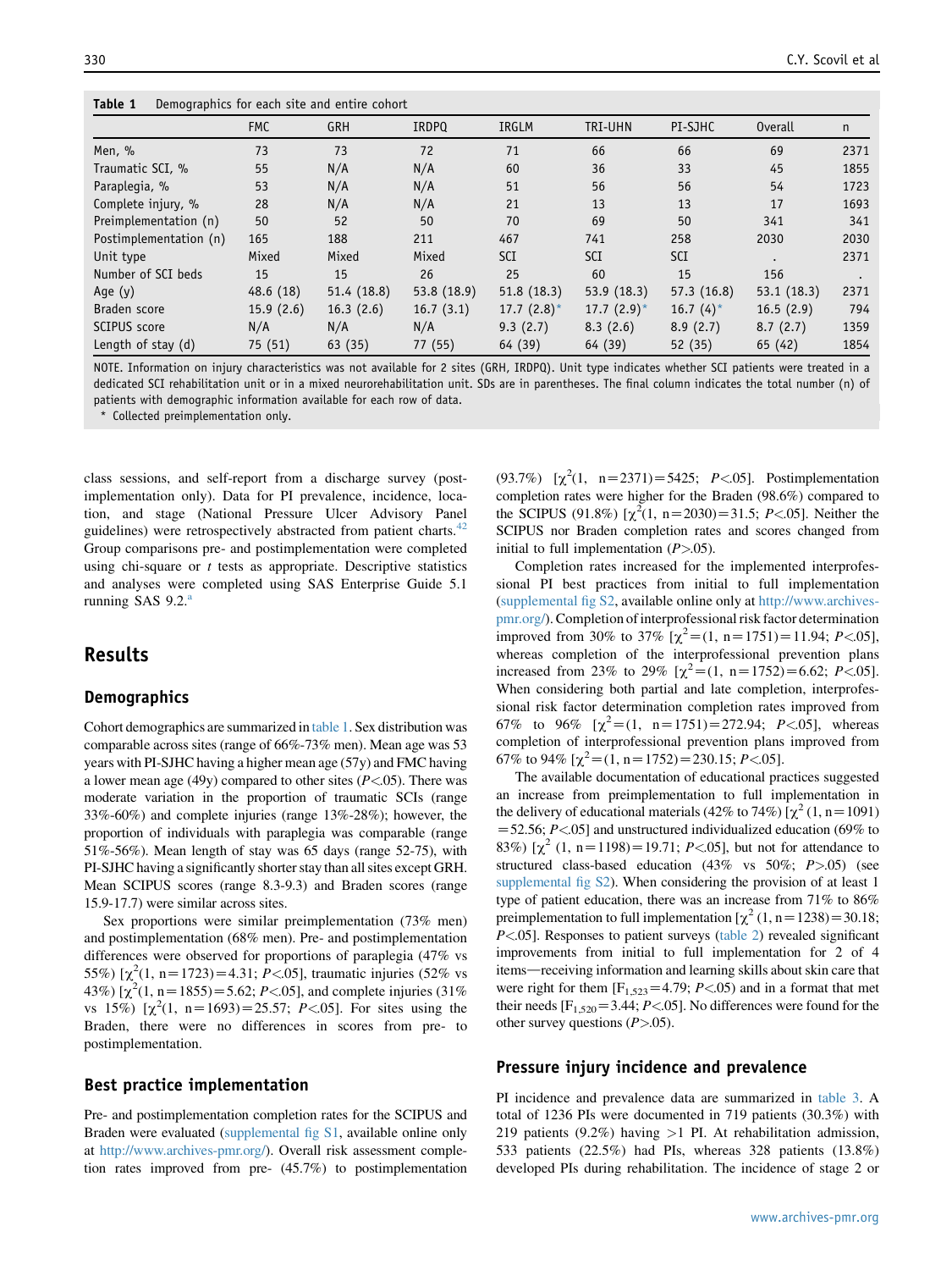**Table 1** Demographics for each site and entire cohort

| | FMC | GRH | IRDPQ | IRGLM | TRI-UHN | PI-SJHC | Overall | n |
|---|---|---|---|---|---|---|---|---|
| Men, % | 73 | 73 | 72 | 71 | 66 | 66 | 69 | 2371 |
| Traumatic SCI, % | 55 | N/A | N/A | 60 | 36 | 33 | 45 | 1855 |
| Paraplegia, % | 53 | N/A | N/A | 51 | 56 | 56 | 54 | 1723 |
| Complete injury, % | 28 | N/A | N/A | 21 | 13 | 13 | 17 | 1693 |
| Preimplementation (n) | 50 | 52 | 50 | 70 | 69 | 50 | 341 | 341 |
| Postimplementation (n) | 165 | 188 | 211 | 467 | 741 | 258 | 2030 | 2030 |
| Unit type | Mixed | Mixed | Mixed | SCI | SCI | SCI | . | 2371 |
| Number of SCI beds | 15 | 15 | 26 | 25 | 60 | 15 | 156 | . |
| Age (y) | 48.6 (18) | 51.4 (18.8) | 53.8 (18.9) | 51.8 (18.3) | 53.9 (18.3) | 57.3 (16.8) | 53.1 (18.3) | 2371 |
| Braden score | 15.9 (2.6) | 16.3 (2.6) | 16.7 (3.1) | 17.7 (2.8)* | 17.7 (2.9)* | 16.7 (4)* | 16.5 (2.9) | 794 |
| SCIPUS score | N/A | N/A | N/A | 9.3 (2.7) | 8.3 (2.6) | 8.9 (2.7) | 8.7 (2.7) | 1359 |
| Length of stay (d) | 75 (51) | 63 (35) | 77 (55) | 64 (39) | 64 (39) | 52 (35) | 65 (42) | 1854 |

NOTE. Information on injury characteristics was not available for 2 sites (GRH, IRDPQ). Unit type indicates whether SCI patients were treated in a dedicated SCI rehabilitation unit or in a mixed neurorehabilitation unit. SDs are in parentheses. The final column indicates the total number (n) of patients with demographic information available for each row of data.
\* Collected preimplementation only.

class sessions, and self-report from a discharge survey (postimplementation only). Data for PI prevalence, incidence, location, and stage (National Pressure Ulcer Advisory Panel guidelines) were retrospectively abstracted from patient charts.[42] Group comparisons pre- and postimplementation were completed using chi-square or $t$ tests as appropriate. Descriptive statistics and analyses were completed using SAS Enterprise Guide 5.1 running SAS 9.2.[a]

## Results

### Demographics

Cohort demographics are summarized in table 1. Sex distribution was comparable across sites (range of 66%-73% men). Mean age was 53 years with PI-SJHC having a higher mean age (57y) and FMC having a lower mean age (49y) compared to other sites ($P<.05$). There was moderate variation in the proportion of traumatic SCIs (range 33%-60%) and complete injuries (range 13%-28%); however, the proportion of individuals with paraplegia was comparable (range 51%-56%). Mean length of stay was 65 days (range 52-75), with PI-SJHC having a significantly shorter stay than all sites except GRH. Mean SCIPUS scores (range 8.3-9.3) and Braden scores (range 15.9-17.7) were similar across sites.

Sex proportions were similar preimplementation (73% men) and postimplementation (68% men). Pre- and postimplementation differences were observed for proportions of paraplegia (47% vs 55%) [$\chi^2$(1, n=1723)=4.31; $P<.05$], traumatic injuries (52% vs 43%) [$\chi^2$(1, n=1855)=5.62; $P<.05$], and complete injuries (31% vs 15%) [$\chi^2$(1, n=1693)=25.57; $P<.05$]. For sites using the Braden, there were no differences in scores from pre- to postimplementation.

### Best practice implementation

Pre- and postimplementation completion rates for the SCIPUS and Braden were evaluated (supplemental fig S1, available online only at http://www.archives-pmr.org/). Overall risk assessment completion rates improved from pre- (45.7%) to postimplementation (93.7%) [$\chi^2$(1, n=2371)=5425; $P<.05$]. Postimplementation completion rates were higher for the Braden (98.6%) compared to the SCIPUS (91.8%) [$\chi^2$(1, n=2030)=31.5; $P<.05$]. Neither the SCIPUS nor Braden completion rates and scores changed from initial to full implementation ($P>.05$).

Completion rates increased for the implemented interprofessional PI best practices from initial to full implementation (supplemental fig S2, available online only at http://www.archives-pmr.org/). Completion of interprofessional risk factor determination improved from 30% to 37% [$\chi^2$=(1, n=1751)=11.94; $P<.05$], whereas completion of the interprofessional prevention plans increased from 23% to 29% [$\chi^2$=(1, n=1752)=6.62; $P<.05$]. When considering both partial and late completion, interprofessional risk factor determination completion rates improved from 67% to 96% [$\chi^2$=(1, n=1751)=272.94; $P<.05$], whereas completion of interprofessional prevention plans improved from 67% to 94% [$\chi^2$=(1, n=1752)=230.15; $P<.05$].

The available documentation of educational practices suggested an increase from preimplementation to full implementation in the delivery of educational materials (42% to 74%) [$\chi^2$ (1, n=1091) =52.56; $P<.05$] and unstructured individualized education (69% to 83%) [$\chi^2$ (1, n=1198)=19.71; $P<.05$], but not for attendance to structured class-based education (43% vs 50%; $P>.05$) (see supplemental fig S2). When considering the provision of at least 1 type of patient education, there was an increase from 71% to 86% preimplementation to full implementation [$\chi^2$ (1, n=1238)=30.18; $P<.05$]. Responses to patient surveys (table 2) revealed significant improvements from initial to full implementation for 2 of 4 items—receiving information and learning skills about skin care that were right for them [$F_{1,523}$=4.79; $P<.05$) and in a format that met their needs [$F_{1,520}$=3.44; $P<.05$]. No differences were found for the other survey questions ($P>.05$).

### Pressure injury incidence and prevalence

PI incidence and prevalence data are summarized in table 3. A total of 1236 PIs were documented in 719 patients (30.3%) with 219 patients (9.2%) having >1 PI. At rehabilitation admission, 533 patients (22.5%) had PIs, whereas 328 patients (13.8%) developed PIs during rehabilitation. The incidence of stage 2 or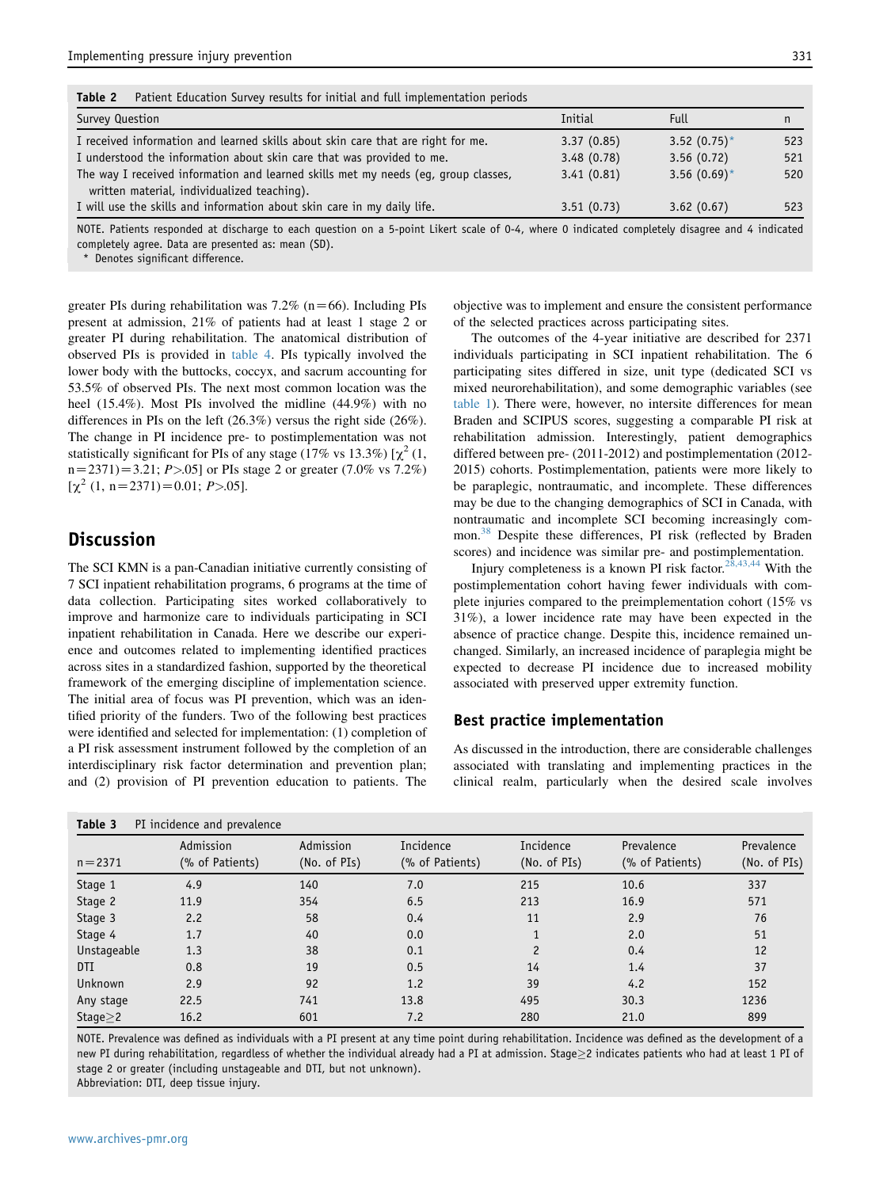**Table 2** Patient Education Survey results for initial and full implementation periods

| Survey Question | Initial | Full | n |
| --- | --- | --- | --- |
| I received information and learned skills about skin care that are right for me. | 3.37 (0.85) | 3.52 (0.75)* | 523 |
| I understood the information about skin care that was provided to me. | 3.48 (0.78) | 3.56 (0.72) | 521 |
| The way I received information and learned skills met my needs (eg, group classes, written material, individualized teaching). | 3.41 (0.81) | 3.56 (0.69)* | 520 |
| I will use the skills and information about skin care in my daily life. | 3.51 (0.73) | 3.62 (0.67) | 523 |

NOTE. Patients responded at discharge to each question on a 5-point Likert scale of 0-4, where 0 indicated completely disagree and 4 indicated completely agree. Data are presented as: mean (SD).
* Denotes significant difference.

greater PIs during rehabilitation was 7.2% (n=66). Including PIs present at admission, 21% of patients had at least 1 stage 2 or greater PI during rehabilitation. The anatomical distribution of observed PIs is provided in table 4. PIs typically involved the lower body with the buttocks, coccyx, and sacrum accounting for 53.5% of observed PIs. The next most common location was the heel (15.4%). Most PIs involved the midline (44.9%) with no differences in PIs on the left (26.3%) versus the right side (26%). The change in PI incidence pre- to postimplementation was not statistically significant for PIs of any stage (17% vs 13.3%) [$\chi^2$ (1, n=2371)=3.21; $P$>.05] or PIs stage 2 or greater (7.0% vs 7.2%) [$\chi^2$ (1, n=2371)=0.01; $P$>.05].

## Discussion

The SCI KMN is a pan-Canadian initiative currently consisting of 7 SCI inpatient rehabilitation programs, 6 programs at the time of data collection. Participating sites worked collaboratively to improve and harmonize care to individuals participating in SCI inpatient rehabilitation in Canada. Here we describe our experience and outcomes related to implementing identified practices across sites in a standardized fashion, supported by the theoretical framework of the emerging discipline of implementation science. The initial area of focus was PI prevention, which was an identified priority of the funders. Two of the following best practices were identified and selected for implementation: (1) completion of a PI risk assessment instrument followed by the completion of an interdisciplinary risk factor determination and prevention plan; and (2) provision of PI prevention education to patients. The objective was to implement and ensure the consistent performance of the selected practices across participating sites.

The outcomes of the 4-year initiative are described for 2371 individuals participating in SCI inpatient rehabilitation. The 6 participating sites differed in size, unit type (dedicated SCI vs mixed neurorehabilitation), and some demographic variables (see table 1). There were, however, no intersite differences for mean Braden and SCIPUS scores, suggesting a comparable PI risk at rehabilitation admission. Interestingly, patient demographics differed between pre- (2011-2012) and postimplementation (2012-2015) cohorts. Postimplementation, patients were more likely to be paraplegic, nontraumatic, and incomplete. These differences may be due to the changing demographics of SCI in Canada, with nontraumatic and incomplete SCI becoming increasingly common.[38] Despite these differences, PI risk (reflected by Braden scores) and incidence was similar pre- and postimplementation.

Injury completeness is a known PI risk factor.[28,43,44] With the postimplementation cohort having fewer individuals with complete injuries compared to the preimplementation cohort (15% vs 31%), a lower incidence rate may have been expected in the absence of practice change. Despite this, incidence remained unchanged. Similarly, an increased incidence of paraplegia might be expected to decrease PI incidence due to increased mobility associated with preserved upper extremity function.

### Best practice implementation

As discussed in the introduction, there are considerable challenges associated with translating and implementing practices in the clinical realm, particularly when the desired scale involves

**Table 3** PI incidence and prevalence

| n=2371 | Admission (% of Patients) | Admission (No. of PIs) | Incidence (% of Patients) | Incidence (No. of PIs) | Prevalence (% of Patients) | Prevalence (No. of PIs) |
| --- | --- | --- | --- | --- | --- | --- |
| Stage 1 | 4.9 | 140 | 7.0 | 215 | 10.6 | 337 |
| Stage 2 | 11.9 | 354 | 6.5 | 213 | 16.9 | 571 |
| Stage 3 | 2.2 | 58 | 0.4 | 11 | 2.9 | 76 |
| Stage 4 | 1.7 | 40 | 0.0 | 1 | 2.0 | 51 |
| Unstageable | 1.3 | 38 | 0.1 | 2 | 0.4 | 12 |
| DTI | 0.8 | 19 | 0.5 | 14 | 1.4 | 37 |
| Unknown | 2.9 | 92 | 1.2 | 39 | 4.2 | 152 |
| Any stage | 22.5 | 741 | 13.8 | 495 | 30.3 | 1236 |
| Stage≥2 | 16.2 | 601 | 7.2 | 280 | 21.0 | 899 |

NOTE. Prevalence was defined as individuals with a PI present at any time point during rehabilitation. Incidence was defined as the development of a new PI during rehabilitation, regardless of whether the individual already had a PI at admission. Stage≥2 indicates patients who had at least 1 PI of stage 2 or greater (including unstageable and DTI, but not unknown).
Abbreviation: DTI, deep tissue injury.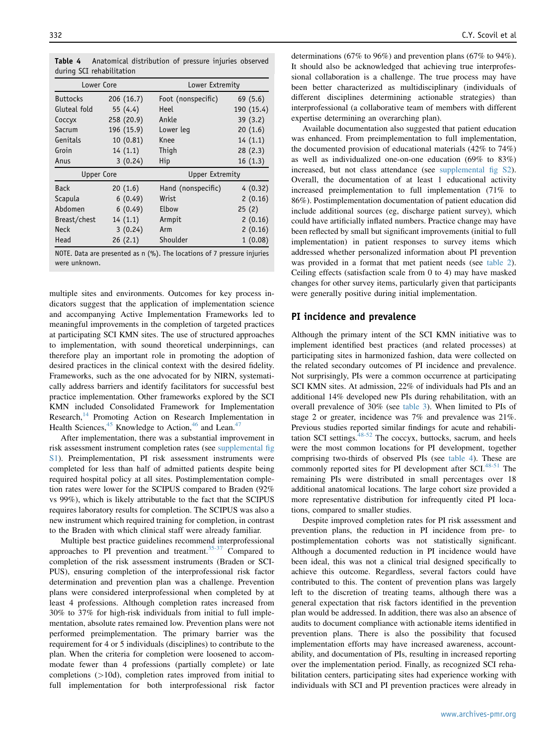**Table 4** Anatomical distribution of pressure injuries observed during SCI rehabilitation

| Lower Core | | Lower Extremity | |
|---|---|---|---|
| Buttocks | 206 (16.7) | Foot (nonspecific) | 69 (5.6) |
| Gluteal fold | 55 (4.4) | Heel | 190 (15.4) |
| Coccyx | 258 (20.9) | Ankle | 39 (3.2) |
| Sacrum | 196 (15.9) | Lower leg | 20 (1.6) |
| Genitals | 10 (0.81) | Knee | 14 (1.1) |
| Groin | 14 (1.1) | Thigh | 28 (2.3) |
| Anus | 3 (0.24) | Hip | 16 (1.3) |
| **Upper Core** | | **Upper Extremity** | |
| Back | 20 (1.6) | Hand (nonspecific) | 4 (0.32) |
| Scapula | 6 (0.49) | Wrist | 2 (0.16) |
| Abdomen | 6 (0.49) | Elbow | 25 (2) |
| Breast/chest | 14 (1.1) | Armpit | 2 (0.16) |
| Neck | 3 (0.24) | Arm | 2 (0.16) |
| Head | 26 (2.1) | Shoulder | 1 (0.08) |

NOTE. Data are presented as n (%). The locations of 7 pressure injuries were unknown.

multiple sites and environments. Outcomes for key process indicators suggest that the application of implementation science and accompanying Active Implementation Frameworks led to meaningful improvements in the completion of targeted practices at participating SCI KMN sites. The use of structured approaches to implementation, with sound theoretical underpinnings, can therefore play an important role in promoting the adoption of desired practices in the clinical context with the desired fidelity. Frameworks, such as the one advocated for by NIRN, systematically address barriers and identify facilitators for successful best practice implementation. Other frameworks explored by the SCI KMN included Consolidated Framework for Implementation Research,[14] Promoting Action on Research Implementation in Health Sciences,[45] Knowledge to Action,[46] and Lean.[47]

After implementation, there was a substantial improvement in risk assessment instrument completion rates (see supplemental fig S1). Preimplementation, PI risk assessment instruments were completed for less than half of admitted patients despite being required hospital policy at all sites. Postimplementation completion rates were lower for the SCIPUS compared to Braden (92% vs 99%), which is likely attributable to the fact that the SCIPUS requires laboratory results for completion. The SCIPUS was also a new instrument which required training for completion, in contrast to the Braden with which clinical staff were already familiar.

Multiple best practice guidelines recommend interprofessional approaches to PI prevention and treatment.[35-37] Compared to completion of the risk assessment instruments (Braden or SCI-PUS), ensuring completion of the interprofessional risk factor determination and prevention plan was a challenge. Prevention plans were considered interprofessional when completed by at least 4 professions. Although completion rates increased from 30% to 37% for high-risk individuals from initial to full implementation, absolute rates remained low. Prevention plans were not performed preimplementation. The primary barrier was the requirement for 4 or 5 individuals (disciplines) to contribute to the plan. When the criteria for completion were loosened to accommodate fewer than 4 professions (partially complete) or late completions (>10d), completion rates improved from initial to full implementation for both interprofessional risk factor determinations (67% to 96%) and prevention plans (67% to 94%). It should also be acknowledged that achieving true interprofessional collaboration is a challenge. The true process may have been better characterized as multidisciplinary (individuals of different disciplines determining actionable strategies) than interprofessional (a collaborative team of members with different expertise determining an overarching plan).

Available documentation also suggested that patient education was enhanced. From preimplementation to full implementation, the documented provision of educational materials (42% to 74%) as well as individualized one-on-one education (69% to 83%) increased, but not class attendance (see supplemental fig S2). Overall, the documentation of at least 1 educational activity increased preimplementation to full implementation (71% to 86%). Postimplementation documentation of patient education did include additional sources (eg, discharge patient survey), which could have artificially inflated numbers. Practice change may have been reflected by small but significant improvements (initial to full implementation) in patient responses to survey items which addressed whether personalized information about PI prevention was provided in a format that met patient needs (see table 2). Ceiling effects (satisfaction scale from 0 to 4) may have masked changes for other survey items, particularly given that participants were generally positive during initial implementation.

## PI incidence and prevalence

Although the primary intent of the SCI KMN initiative was to implement identified best practices (and related processes) at participating sites in harmonized fashion, data were collected on the related secondary outcomes of PI incidence and prevalence. Not surprisingly, PIs were a common occurrence at participating SCI KMN sites. At admission, 22% of individuals had PIs and an additional 14% developed new PIs during rehabilitation, with an overall prevalence of 30% (see table 3). When limited to PIs of stage 2 or greater, incidence was 7% and prevalence was 21%. Previous studies reported similar findings for acute and rehabilitation SCI settings.[48-52] The coccyx, buttocks, sacrum, and heels were the most common locations for PI development, together comprising two-thirds of observed PIs (see table 4). These are commonly reported sites for PI development after SCI.[48-51] The remaining PIs were distributed in small percentages over 18 additional anatomical locations. The large cohort size provided a more representative distribution for infrequently cited PI locations, compared to smaller studies.

Despite improved completion rates for PI risk assessment and prevention plans, the reduction in PI incidence from pre- to postimplementation cohorts was not statistically significant. Although a documented reduction in PI incidence would have been ideal, this was not a clinical trial designed specifically to achieve this outcome. Regardless, several factors could have contributed to this. The content of prevention plans was largely left to the discretion of treating teams, although there was a general expectation that risk factors identified in the prevention plan would be addressed. In addition, there was also an absence of audits to document compliance with actionable items identified in prevention plans. There is also the possibility that focused implementation efforts may have increased awareness, accountability, and documentation of PIs, resulting in increased reporting over the implementation period. Finally, as recognized SCI rehabilitation centers, participating sites had experience working with individuals with SCI and PI prevention practices were already in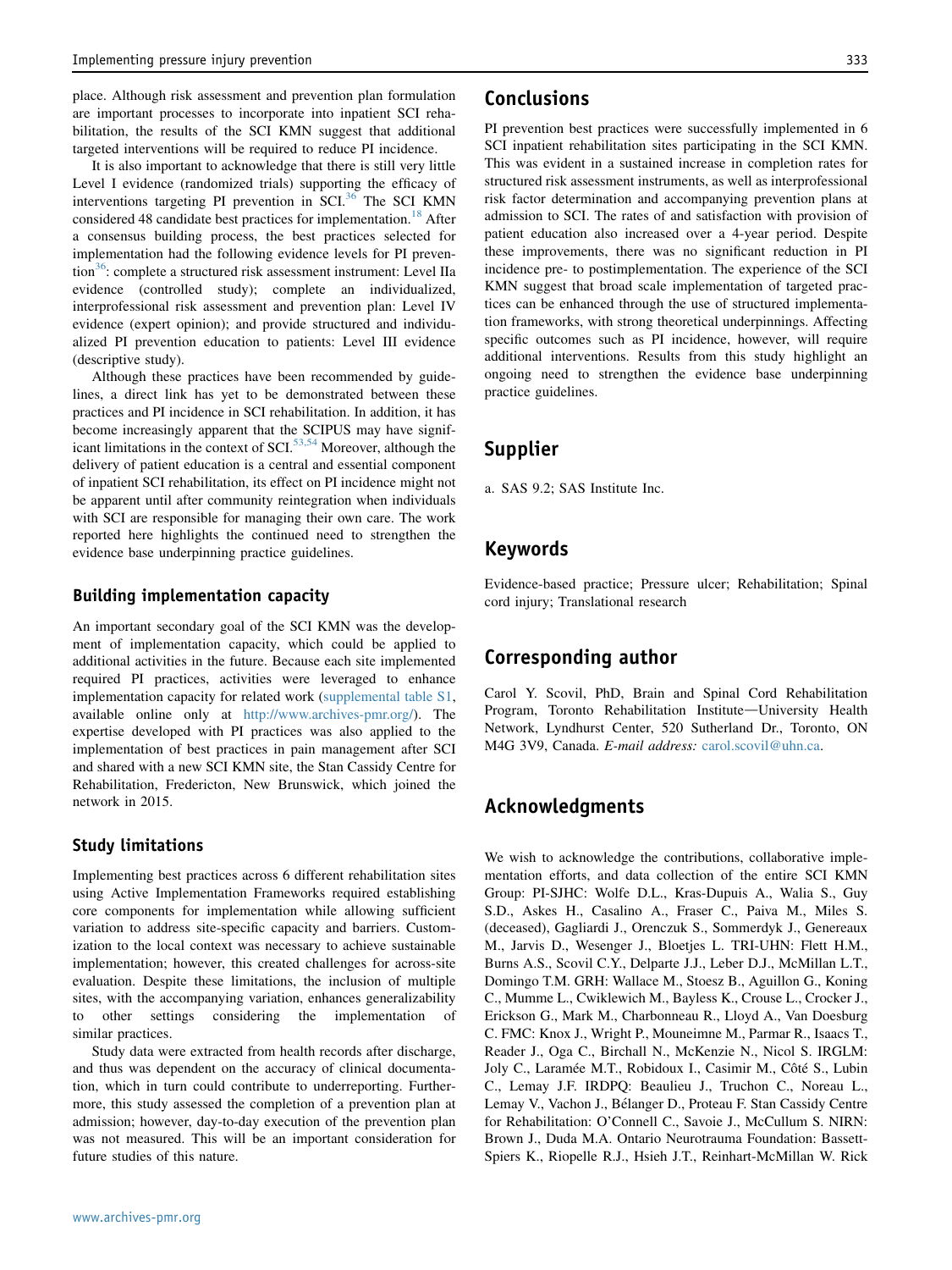place. Although risk assessment and prevention plan formulation are important processes to incorporate into inpatient SCI rehabilitation, the results of the SCI KMN suggest that additional targeted interventions will be required to reduce PI incidence.

It is also important to acknowledge that there is still very little Level I evidence (randomized trials) supporting the efficacy of interventions targeting PI prevention in SCI.[36] The SCI KMN considered 48 candidate best practices for implementation.[18] After a consensus building process, the best practices selected for implementation had the following evidence levels for PI prevention[36]: complete a structured risk assessment instrument: Level IIa evidence (controlled study); complete an individualized, interprofessional risk assessment and prevention plan: Level IV evidence (expert opinion); and provide structured and individualized PI prevention education to patients: Level III evidence (descriptive study).

Although these practices have been recommended by guidelines, a direct link has yet to be demonstrated between these practices and PI incidence in SCI rehabilitation. In addition, it has become increasingly apparent that the SCIPUS may have significant limitations in the context of SCI.[53,54] Moreover, although the delivery of patient education is a central and essential component of inpatient SCI rehabilitation, its effect on PI incidence might not be apparent until after community reintegration when individuals with SCI are responsible for managing their own care. The work reported here highlights the continued need to strengthen the evidence base underpinning practice guidelines.

### Building implementation capacity

An important secondary goal of the SCI KMN was the development of implementation capacity, which could be applied to additional activities in the future. Because each site implemented required PI practices, activities were leveraged to enhance implementation capacity for related work (supplemental table S1, available online only at http://www.archives-pmr.org/). The expertise developed with PI practices was also applied to the implementation of best practices in pain management after SCI and shared with a new SCI KMN site, the Stan Cassidy Centre for Rehabilitation, Fredericton, New Brunswick, which joined the network in 2015.

### Study limitations

Implementing best practices across 6 different rehabilitation sites using Active Implementation Frameworks required establishing core components for implementation while allowing sufficient variation to address site-specific capacity and barriers. Customization to the local context was necessary to achieve sustainable implementation; however, this created challenges for across-site evaluation. Despite these limitations, the inclusion of multiple sites, with the accompanying variation, enhances generalizability to other settings considering the implementation of similar practices.

Study data were extracted from health records after discharge, and thus was dependent on the accuracy of clinical documentation, which in turn could contribute to underreporting. Furthermore, this study assessed the completion of a prevention plan at admission; however, day-to-day execution of the prevention plan was not measured. This will be an important consideration for future studies of this nature.

## Conclusions

PI prevention best practices were successfully implemented in 6 SCI inpatient rehabilitation sites participating in the SCI KMN. This was evident in a sustained increase in completion rates for structured risk assessment instruments, as well as interprofessional risk factor determination and accompanying prevention plans at admission to SCI. The rates of and satisfaction with provision of patient education also increased over a 4-year period. Despite these improvements, there was no significant reduction in PI incidence pre- to postimplementation. The experience of the SCI KMN suggest that broad scale implementation of targeted practices can be enhanced through the use of structured implementation frameworks, with strong theoretical underpinnings. Affecting specific outcomes such as PI incidence, however, will require additional interventions. Results from this study highlight an ongoing need to strengthen the evidence base underpinning practice guidelines.

## Supplier

a. SAS 9.2; SAS Institute Inc.

## Keywords

Evidence-based practice; Pressure ulcer; Rehabilitation; Spinal cord injury; Translational research

## Corresponding author

Carol Y. Scovil, PhD, Brain and Spinal Cord Rehabilitation Program, Toronto Rehabilitation Institute—University Health Network, Lyndhurst Center, 520 Sutherland Dr., Toronto, ON M4G 3V9, Canada. *E-mail address:* carol.scovil@uhn.ca.

## Acknowledgments

We wish to acknowledge the contributions, collaborative implementation efforts, and data collection of the entire SCI KMN Group: PI-SJHC: Wolfe D.L., Kras-Dupuis A., Walia S., Guy S.D., Askes H., Casalino A., Fraser C., Paiva M., Miles S. (deceased), Gagliardi J., Orenczuk S., Sommerdyk J., Genereaux M., Jarvis D., Wesenger J., Bloetjes L. TRI-UHN: Flett H.M., Burns A.S., Scovil C.Y., Delparte J.J., Leber D.J., McMillan L.T., Domingo T.M. GRH: Wallace M., Stoesz B., Aguillon G., Koning C., Mumme L., Cwiklewich M., Bayless K., Crouse L., Crocker J., Erickson G., Mark M., Charbonneau R., Lloyd A., Van Doesburg C. FMC: Knox J., Wright P., Mouneimne M., Parmar R., Isaacs T., Reader J., Oga C., Birchall N., McKenzie N., Nicol S. IRGLM: Joly C., Laramée M.T., Robidoux I., Casimir M., Côté S., Lubin C., Lemay J.F. IRDPQ: Beaulieu J., Truchon C., Noreau L., Lemay V., Vachon J., Bélanger D., Proteau F. Stan Cassidy Centre for Rehabilitation: O'Connell C., Savoie J., McCullum S. NIRN: Brown J., Duda M.A. Ontario Neurotrauma Foundation: Bassett-Spiers K., Riopelle R.J., Hsieh J.T., Reinhart-McMillan W. Rick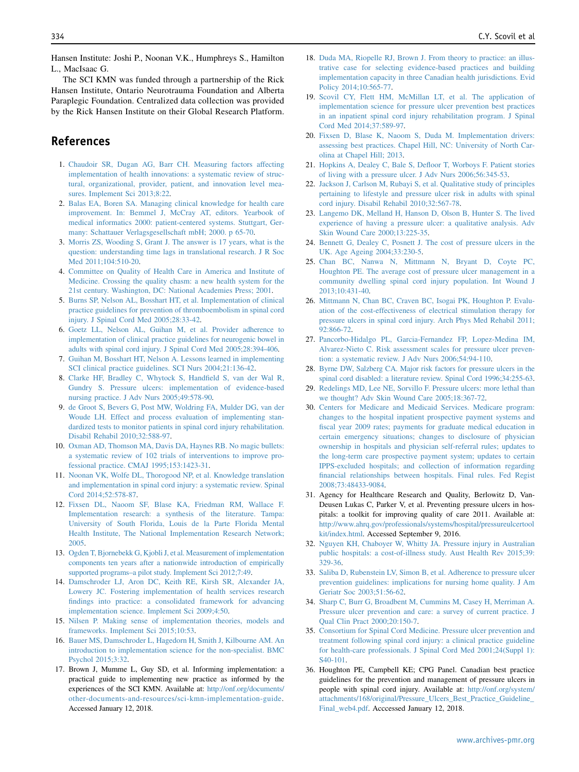Hansen Institute: Joshi P., Noonan V.K., Humphreys S., Hamilton L., MacIsaac G.

The SCI KMN was funded through a partnership of the Rick Hansen Institute, Ontario Neurotrauma Foundation and Alberta Paraplegic Foundation. Centralized data collection was provided by the Rick Hansen Institute on their Global Research Platform.

## References

1. Chaudoir SR, Dugan AG, Barr CH. Measuring factors affecting implementation of health innovations: a systematic review of structural, organizational, provider, patient, and innovation level measures. Implement Sci 2013;8:22.
2. Balas EA, Boren SA. Managing clinical knowledge for health care improvement. In: Bemmel J, McCray AT, editors. Yearbook of medical informatics 2000: patient-centered systems. Stuttgart, Germany: Schattauer Verlagsgesellschaft mbH; 2000. p 65-70.
3. Morris ZS, Wooding S, Grant J. The answer is 17 years, what is the question: understanding time lags in translational research. J R Soc Med 2011;104:510-20.
4. Committee on Quality of Health Care in America and Institute of Medicine. Crossing the quality chasm: a new health system for the 21st century. Washington, DC: National Academies Press; 2001.
5. Burns SP, Nelson AL, Bosshart HT, et al. Implementation of clinical practice guidelines for prevention of thromboembolism in spinal cord injury. J Spinal Cord Med 2005;28:33-42.
6. Goetz LL, Nelson AL, Guihan M, et al. Provider adherence to implementation of clinical practice guidelines for neurogenic bowel in adults with spinal cord injury. J Spinal Cord Med 2005;28:394-406.
7. Guihan M, Bosshart HT, Nelson A. Lessons learned in implementing SCI clinical practice guidelines. SCI Nurs 2004;21:136-42.
8. Clarke HF, Bradley C, Whytock S, Handfield S, van der Wal R, Gundry S. Pressure ulcers: implementation of evidence-based nursing practice. J Adv Nurs 2005;49:578-90.
9. de Groot S, Bevers G, Post MW, Woldring FA, Mulder DG, van der Woude LH. Effect and process evaluation of implementing standardized tests to monitor patients in spinal cord injury rehabilitation. Disabil Rehabil 2010;32:588-97.
10. Oxman AD, Thomson MA, Davis DA, Haynes RB. No magic bullets: a systematic review of 102 trials of interventions to improve professional practice. CMAJ 1995;153:1423-31.
11. Noonan VK, Wolfe DL, Thorogood NP, et al. Knowledge translation and implementation in spinal cord injury: a systematic review. Spinal Cord 2014;52:578-87.
12. Fixsen DL, Naoom SF, Blase KA, Friedman RM, Wallace F. Implementation research: a synthesis of the literature. Tampa: University of South Florida, Louis de la Parte Florida Mental Health Institute, The National Implementation Research Network; 2005.
13. Ogden T, Bjornebekk G, Kjobli J, et al. Measurement of implementation components ten years after a nationwide introduction of empirically supported programs–a pilot study. Implement Sci 2012;7:49.
14. Damschroder LJ, Aron DC, Keith RE, Kirsh SR, Alexander JA, Lowery JC. Fostering implementation of health services research findings into practice: a consolidated framework for advancing implementation science. Implement Sci 2009;4:50.
15. Nilsen P. Making sense of implementation theories, models and frameworks. Implement Sci 2015;10:53.
16. Bauer MS, Damschroder L, Hagedorn H, Smith J, Kilbourne AM. An introduction to implementation science for the non-specialist. BMC Psychol 2015;3:32.
17. Brown J, Mumme L, Guy SD, et al. Informing implementation: a practical guide to implementing new practice as informed by the experiences of the SCI KMN. Available at: http://onf.org/documents/other-documents-and-resources/sci-kmn-implementation-guide. Accessed January 12, 2018.
18. Duda MA, Riopelle RJ, Brown J. From theory to practice: an illustrative case for selecting evidence-based practices and building implementation capacity in three Canadian health jurisdictions. Evid Policy 2014;10:565-77.
19. Scovil CY, Flett HM, McMillan LT, et al. The application of implementation science for pressure ulcer prevention best practices in an inpatient spinal cord injury rehabilitation program. J Spinal Cord Med 2014;37:589-97.
20. Fixsen D, Blase K, Naoom S, Duda M. Implementation drivers: assessing best practices. Chapel Hill, NC: University of North Carolina at Chapel Hill; 2013.
21. Hopkins A, Dealey C, Bale S, Defloor T, Worboys F. Patient stories of living with a pressure ulcer. J Adv Nurs 2006;56:345-53.
22. Jackson J, Carlson M, Rubayi S, et al. Qualitative study of principles pertaining to lifestyle and pressure ulcer risk in adults with spinal cord injury. Disabil Rehabil 2010;32:567-78.
23. Langemo DK, Melland H, Hanson D, Olson B, Hunter S. The lived experience of having a pressure ulcer: a qualitative analysis. Adv Skin Wound Care 2000;13:225-35.
24. Bennett G, Dealey C, Posnett J. The cost of pressure ulcers in the UK. Age Ageing 2004;33:230-5.
25. Chan BC, Nanwa N, Mittmann N, Bryant D, Coyte PC, Houghton PE. The average cost of pressure ulcer management in a community dwelling spinal cord injury population. Int Wound J 2013;10:431-40.
26. Mittmann N, Chan BC, Craven BC, Isogai PK, Houghton P. Evaluation of the cost-effectiveness of electrical stimulation therapy for pressure ulcers in spinal cord injury. Arch Phys Med Rehabil 2011;92:866-72.
27. Pancorbo-Hidalgo PL, Garcia-Fernandez FP, Lopez-Medina IM, Alvarez-Nieto C. Risk assessment scales for pressure ulcer prevention: a systematic review. J Adv Nurs 2006;54:94-110.
28. Byrne DW, Salzberg CA. Major risk factors for pressure ulcers in the spinal cord disabled: a literature review. Spinal Cord 1996;34:255-63.
29. Redelings MD, Lee NE, Sorvillo F. Pressure ulcers: more lethal than we thought? Adv Skin Wound Care 2005;18:367-72.
30. Centers for Medicare and Medicaid Services. Medicare program: changes to the hospital inpatient prospective payment systems and fiscal year 2009 rates; payments for graduate medical education in certain emergency situations; changes to disclosure of physician ownership in hospitals and physician self-referral rules; updates to the long-term care prospective payment system; updates to certain IPPS-excluded hospitals; and collection of information regarding financial relationships between hospitals. Final rules. Fed Regist 2008;73:48433-9084.
31. Agency for Healthcare Research and Quality, Berlowitz D, VanDeusen Lukas C, Parker V, et al. Preventing pressure ulcers in hospitals: a toolkit for improving quality of care 2011. Available at: http://www.ahrq.gov/professionals/systems/hospital/pressureulcertoolkit/index.html. Accessed September 9, 2016.
32. Nguyen KH, Chaboyer W, Whitty JA. Pressure injury in Australian public hospitals: a cost-of-illness study. Aust Health Rev 2015;39:329-36.
33. Saliba D, Rubenstein LV, Simon B, et al. Adherence to pressure ulcer prevention guidelines: implications for nursing home quality. J Am Geriatr Soc 2003;51:56-62.
34. Sharp C, Burr G, Broadbent M, Cummins M, Casey H, Merriman A. Pressure ulcer prevention and care: a survey of current practice. J Qual Clin Pract 2000;20:150-7.
35. Consortium for Spinal Cord Medicine. Pressure ulcer prevention and treatment following spinal cord injury: a clinical practice guideline for health-care professionals. J Spinal Cord Med 2001;24(Suppl 1):S40-101.
36. Houghton PE, Campbell KE; CPG Panel. Canadian best practice guidelines for the prevention and management of pressure ulcers in people with spinal cord injury. Available at: http://onf.org/system/attachments/168/original/Pressure_Ulcers_Best_Practice_Guideline_Final_web4.pdf. Acccessed January 12, 2018.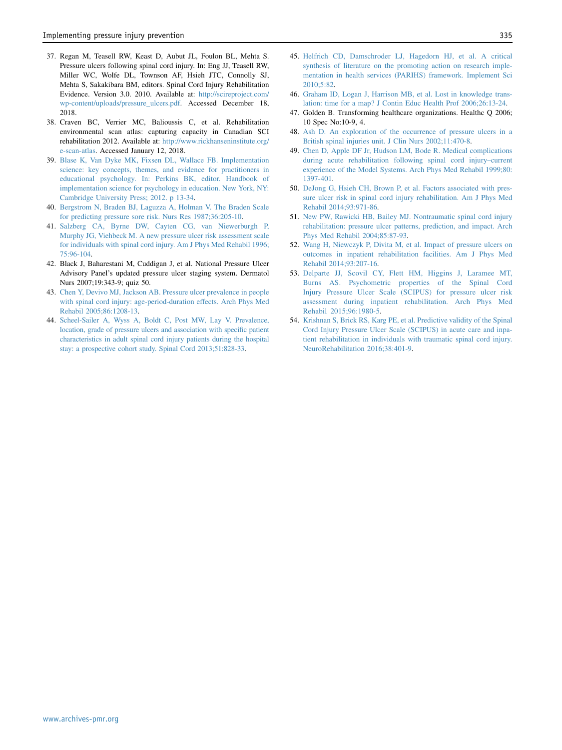37. Regan M, Teasell RW, Keast D, Aubut JL, Foulon BL, Mehta S. Pressure ulcers following spinal cord injury. In: Eng JJ, Teasell RW, Miller WC, Wolfe DL, Townson AF, Hsieh JTC, Connolly SJ, Mehta S, Sakakibara BM, editors. Spinal Cord Injury Rehabilitation Evidence. Version 3.0. 2010. Available at: http://scireproject.com/wp-content/uploads/pressure_ulcers.pdf. Accessed December 18, 2018.
38. Craven BC, Verrier MC, Balioussis C, et al. Rehabilitation environmental scan atlas: capturing capacity in Canadian SCI rehabilitation 2012. Available at: http://www.rickhanseninstitute.org/e-scan-atlas. Accessed January 12, 2018.
39. Blase K, Van Dyke MK, Fixsen DL, Wallace FB. Implementation science: key concepts, themes, and evidence for practitioners in educational psychology. In: Perkins BK, editor. Handbook of implementation science for psychology in education. New York, NY: Cambridge University Press; 2012. p 13-34.
40. Bergstrom N, Braden BJ, Laguzza A, Holman V. The Braden Scale for predicting pressure sore risk. Nurs Res 1987;36:205-10.
41. Salzberg CA, Byrne DW, Cayten CG, van Niewerburgh P, Murphy JG, Viehbeck M. A new pressure ulcer risk assessment scale for individuals with spinal cord injury. Am J Phys Med Rehabil 1996; 75:96-104.
42. Black J, Baharestani M, Cuddigan J, et al. National Pressure Ulcer Advisory Panel's updated pressure ulcer staging system. Dermatol Nurs 2007;19:343-9; quiz 50.
43. Chen Y, Devivo MJ, Jackson AB. Pressure ulcer prevalence in people with spinal cord injury: age-period-duration effects. Arch Phys Med Rehabil 2005;86:1208-13.
44. Scheel-Sailer A, Wyss A, Boldt C, Post MW, Lay V. Prevalence, location, grade of pressure ulcers and association with specific patient characteristics in adult spinal cord injury patients during the hospital stay: a prospective cohort study. Spinal Cord 2013;51:828-33.
45. Helfrich CD, Damschroder LJ, Hagedorn HJ, et al. A critical synthesis of literature on the promoting action on research implementation in health services (PARIHS) framework. Implement Sci 2010;5:82.
46. Graham ID, Logan J, Harrison MB, et al. Lost in knowledge translation: time for a map? J Contin Educ Health Prof 2006;26:13-24.
47. Golden B. Transforming healthcare organizations. Healthc Q 2006; 10 Spec No:10-9, 4.
48. Ash D. An exploration of the occurrence of pressure ulcers in a British spinal injuries unit. J Clin Nurs 2002;11:470-8.
49. Chen D, Apple DF Jr, Hudson LM, Bode R. Medical complications during acute rehabilitation following spinal cord injury–current experience of the Model Systems. Arch Phys Med Rehabil 1999;80: 1397-401.
50. DeJong G, Hsieh CH, Brown P, et al. Factors associated with pressure ulcer risk in spinal cord injury rehabilitation. Am J Phys Med Rehabil 2014;93:971-86.
51. New PW, Rawicki HB, Bailey MJ. Nontraumatic spinal cord injury rehabilitation: pressure ulcer patterns, prediction, and impact. Arch Phys Med Rehabil 2004;85:87-93.
52. Wang H, Niewczyk P, Divita M, et al. Impact of pressure ulcers on outcomes in inpatient rehabilitation facilities. Am J Phys Med Rehabil 2014;93:207-16.
53. Delparte JJ, Scovil CY, Flett HM, Higgins J, Laramee MT, Burns AS. Psychometric properties of the Spinal Cord Injury Pressure Ulcer Scale (SCIPUS) for pressure ulcer risk assessment during inpatient rehabilitation. Arch Phys Med Rehabil 2015;96:1980-5.
54. Krishnan S, Brick RS, Karg PE, et al. Predictive validity of the Spinal Cord Injury Pressure Ulcer Scale (SCIPUS) in acute care and inpatient rehabilitation in individuals with traumatic spinal cord injury. NeuroRehabilitation 2016;38:401-9.